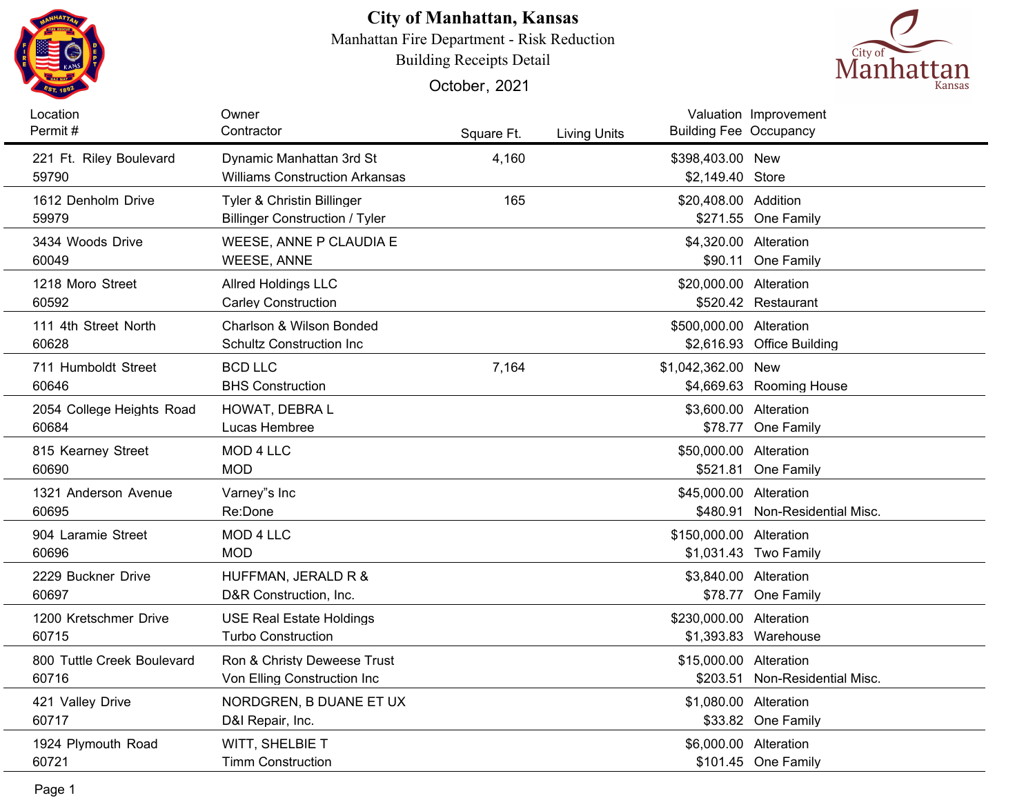# City of Manhattan, Kansas

Manhattan Fire Department - Risk Reduction

Building Receipts Detail

October, 2021

| Location<br>Permit # | Owner<br>Contractor | Square Ft. | Living Units | Valuation<br>Building Fee | Improvement<br>Occupancy |
|---|---|---|---|---|---|
| 221 Ft. Riley Boulevard<br>59790 | Dynamic Manhattan 3rd St<br>Williams Construction Arkansas | 4,160 | | $398,403.00<br>$2,149.40 | New<br>Store |
| 1612 Denholm Drive<br>59979 | Tyler & Christin Billinger<br>Billinger Construction / Tyler | 165 | | $20,408.00<br>$271.55 | Addition<br>One Family |
| 3434 Woods Drive<br>60049 | WEESE, ANNE P CLAUDIA E<br>WEESE, ANNE | | | $4,320.00<br>$90.11 | Alteration<br>One Family |
| 1218 Moro Street<br>60592 | Allred Holdings LLC<br>Carley Construction | | | $20,000.00<br>$520.42 | Alteration<br>Restaurant |
| 111 4th Street North<br>60628 | Charlson & Wilson Bonded<br>Schultz Construction Inc | | | $500,000.00<br>$2,616.93 | Alteration<br>Office Building |
| 711 Humboldt Street<br>60646 | BCD LLC<br>BHS Construction | 7,164 | | $1,042,362.00<br>$4,669.63 | New<br>Rooming House |
| 2054 College Heights Road<br>60684 | HOWAT, DEBRA L<br>Lucas Hembree | | | $3,600.00<br>$78.77 | Alteration<br>One Family |
| 815 Kearney Street<br>60690 | MOD 4 LLC<br>MOD | | | $50,000.00<br>$521.81 | Alteration<br>One Family |
| 1321 Anderson Avenue<br>60695 | Varney"s Inc<br>Re:Done | | | $45,000.00<br>$480.91 | Alteration<br>Non-Residential Misc. |
| 904 Laramie Street<br>60696 | MOD 4 LLC<br>MOD | | | $150,000.00<br>$1,031.43 | Alteration<br>Two Family |
| 2229 Buckner Drive<br>60697 | HUFFMAN, JERALD R &<br>D&R Construction, Inc. | | | $3,840.00<br>$78.77 | Alteration<br>One Family |
| 1200 Kretschmer Drive<br>60715 | USE Real Estate Holdings<br>Turbo Construction | | | $230,000.00<br>$1,393.83 | Alteration<br>Warehouse |
| 800 Tuttle Creek Boulevard<br>60716 | Ron & Christy Deweese Trust<br>Von Elling Construction Inc | | | $15,000.00<br>$203.51 | Alteration<br>Non-Residential Misc. |
| 421 Valley Drive<br>60717 | NORDGREN, B DUANE ET UX<br>D&I Repair, Inc. | | | $1,080.00<br>$33.82 | Alteration<br>One Family |
| 1924 Plymouth Road<br>60721 | WITT, SHELBIE T<br>Timm Construction | | | $6,000.00<br>$101.45 | Alteration<br>One Family |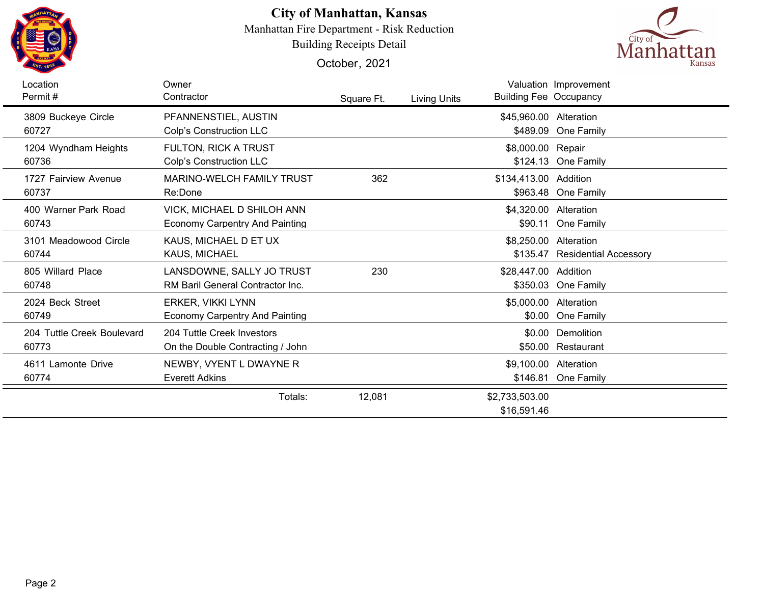# City of Manhattan, Kansas

Manhattan Fire Department - Risk Reduction

Building Receipts Detail

October, 2021

| Location / Permit # | Owner / Contractor | Square Ft. | Living Units | Valuation / Building Fee | Improvement / Occupancy |
|---|---|---|---|---|---|
| 3809 Buckeye Circle<br>60727 | PFANNENSTIEL, AUSTIN<br>Colp's Construction LLC | | | $45,960.00<br>$489.09 | Alteration<br>One Family |
| 1204 Wyndham Heights<br>60736 | FULTON, RICK A TRUST<br>Colp's Construction LLC | | | $8,000.00<br>$124.13 | Repair<br>One Family |
| 1727 Fairview Avenue<br>60737 | MARINO-WELCH FAMILY TRUST<br>Re:Done | 362 | | $134,413.00<br>$963.48 | Addition<br>One Family |
| 400 Warner Park Road<br>60743 | VICK, MICHAEL D SHILOH ANN<br>Economy Carpentry And Painting | | | $4,320.00<br>$90.11 | Alteration<br>One Family |
| 3101 Meadowood Circle<br>60744 | KAUS, MICHAEL D ET UX<br>KAUS, MICHAEL | | | $8,250.00<br>$135.47 | Alteration<br>Residential Accessory |
| 805 Willard Place<br>60748 | LANSDOWNE, SALLY JO TRUST<br>RM Baril General Contractor Inc. | 230 | | $28,447.00<br>$350.03 | Addition<br>One Family |
| 2024 Beck Street<br>60749 | ERKER, VIKKI LYNN<br>Economy Carpentry And Painting | | | $5,000.00<br>$0.00 | Alteration<br>One Family |
| 204 Tuttle Creek Boulevard<br>60773 | 204 Tuttle Creek Investors<br>On the Double Contracting / John | | | $0.00<br>$50.00 | Demolition<br>Restaurant |
| 4611 Lamonte Drive<br>60774 | NEWBY, VYENT L DWAYNE R<br>Everett Adkins | | | $9,100.00<br>$146.81 | Alteration<br>One Family |
| | Totals: | 12,081 | | $2,733,503.00<br>$16,591.46 | |